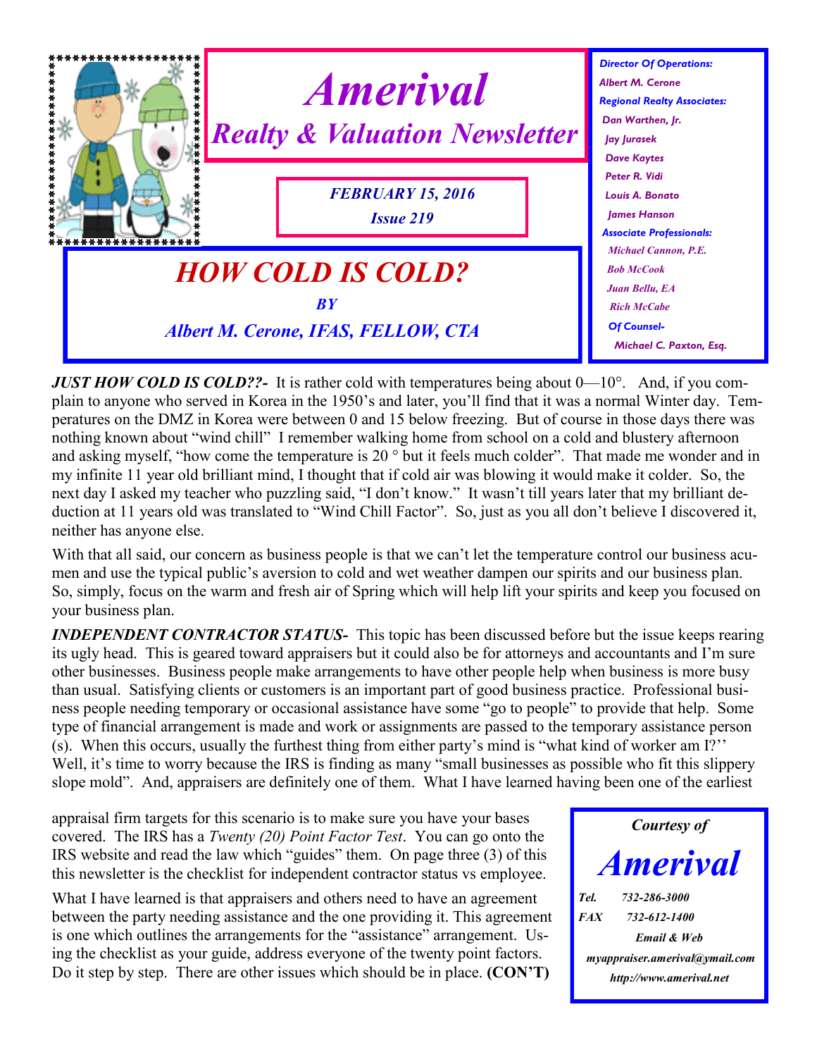# *Amerival*

## *Realty & Valuation Newsletter*

***FEBRUARY 15, 2016***

***Issue 219***

*Director Of Operations:*
*Albert M. Cerone*
*Regional Realty Associates:*
*Dan Warthen, Jr.*
*Jay Jurasek*
*Dave Kaytes*
*Peter R. Vidi*
*Louis A. Bonato*
*James Hanson*
*Associate Professionals:*
*Michael Cannon, P.E.*
*Bob McCook*
*Juan Bellu, EA*
*Rich McCabe*
*Of Counsel-*
*Michael C. Paxton, Esq.*

# *HOW COLD IS COLD?*

*BY*

*Albert M. Cerone, IFAS, FELLOW, CTA*

***JUST HOW COLD IS COLD??-*** It is rather cold with temperatures being about 0—10°. And, if you complain to anyone who served in Korea in the 1950's and later, you'll find that it was a normal Winter day. Temperatures on the DMZ in Korea were between 0 and 15 below freezing. But of course in those days there was nothing known about "wind chill" I remember walking home from school on a cold and blustery afternoon and asking myself, "how come the temperature is 20 ° but it feels much colder". That made me wonder and in my infinite 11 year old brilliant mind, I thought that if cold air was blowing it would make it colder. So, the next day I asked my teacher who puzzling said, "I don't know." It wasn't till years later that my brilliant deduction at 11 years old was translated to "Wind Chill Factor". So, just as you all don't believe I discovered it, neither has anyone else.

With that all said, our concern as business people is that we can't let the temperature control our business acumen and use the typical public's aversion to cold and wet weather dampen our spirits and our business plan. So, simply, focus on the warm and fresh air of Spring which will help lift your spirits and keep you focused on your business plan.

***INDEPENDENT CONTRACTOR STATUS-*** This topic has been discussed before but the issue keeps rearing its ugly head. This is geared toward appraisers but it could also be for attorneys and accountants and I'm sure other businesses. Business people make arrangements to have other people help when business is more busy than usual. Satisfying clients or customers is an important part of good business practice. Professional business people needing temporary or occasional assistance have some "go to people" to provide that help. Some type of financial arrangement is made and work or assignments are passed to the temporary assistance person (s). When this occurs, usually the furthest thing from either party's mind is "what kind of worker am I?'' Well, it's time to worry because the IRS is finding as many "small businesses as possible who fit this slippery slope mold". And, appraisers are definitely one of them. What I have learned having been one of the earliest appraisal firm targets for this scenario is to make sure you have your bases covered. The IRS has a *Twenty (20) Point Factor Test*. You can go onto the IRS website and read the law which "guides" them. On page three (3) of this this newsletter is the checklist for independent contractor status vs employee.

What I have learned is that appraisers and others need to have an agreement between the party needing assistance and the one providing it. This agreement is one which outlines the arrangements for the "assistance" arrangement. Using the checklist as your guide, address everyone of the twenty point factors. Do it step by step. There are other issues which should be in place. **(CON'T)**

*Courtesy of*

***Amerival***

*Tel.* *732-286-3000*
*FAX* *732-612-1400*
*Email & Web*
*myappraiser.amerival@ymail.com*
*http://www.amerival.net*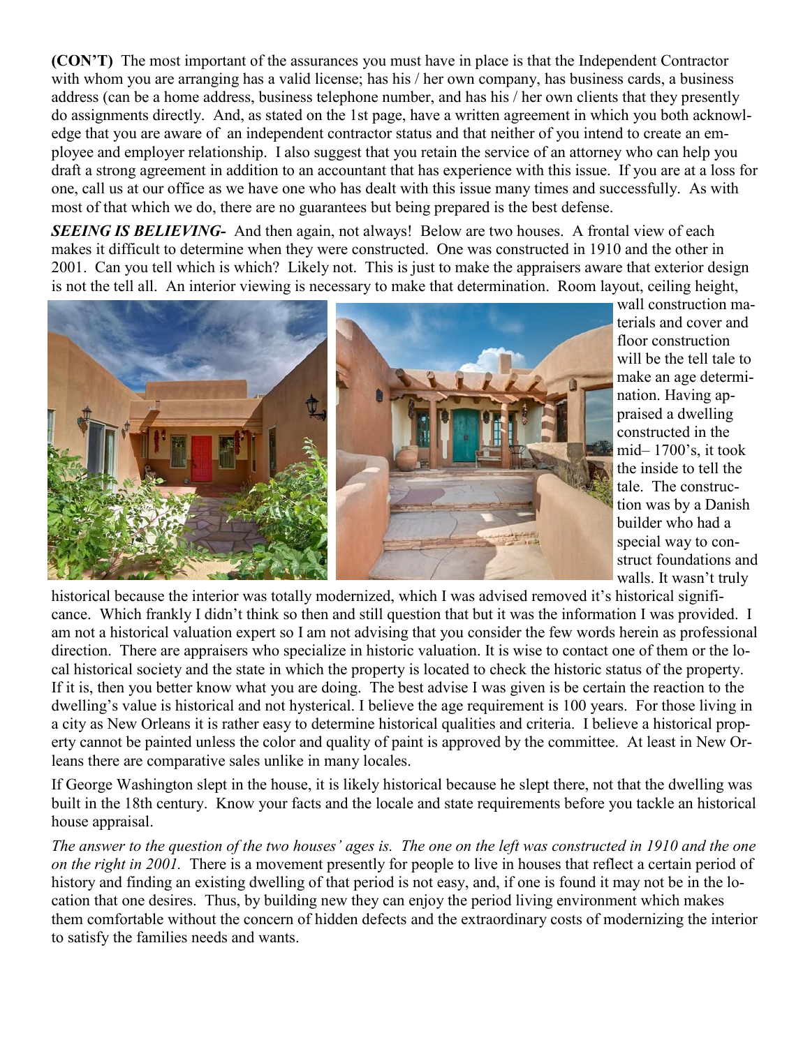**(CON'T)** The most important of the assurances you must have in place is that the Independent Contractor with whom you are arranging has a valid license; has his / her own company, has business cards, a business address (can be a home address, business telephone number, and has his / her own clients that they presently do assignments directly. And, as stated on the 1st page, have a written agreement in which you both acknowledge that you are aware of an independent contractor status and that neither of you intend to create an employee and employer relationship. I also suggest that you retain the service of an attorney who can help you draft a strong agreement in addition to an accountant that has experience with this issue. If you are at a loss for one, call us at our office as we have one who has dealt with this issue many times and successfully. As with most of that which we do, there are no guarantees but being prepared is the best defense.

***SEEING IS BELIEVING-*** And then again, not always! Below are two houses. A frontal view of each makes it difficult to determine when they were constructed. One was constructed in 1910 and the other in 2001. Can you tell which is which? Likely not. This is just to make the appraisers aware that exterior design is not the tell all. An interior viewing is necessary to make that determination. Room layout, ceiling height, wall construction materials and cover and floor construction will be the tell tale to make an age determination. Having appraised a dwelling constructed in the mid– 1700's, it took the inside to tell the tale. The construction was by a Danish builder who had a special way to construct foundations and walls. It wasn't truly historical because the interior was totally modernized, which I was advised removed it's historical significance. Which frankly I didn't think so then and still question that but it was the information I was provided. I am not a historical valuation expert so I am not advising that you consider the few words herein as professional direction. There are appraisers who specialize in historic valuation. It is wise to contact one of them or the local historical society and the state in which the property is located to check the historic status of the property. If it is, then you better know what you are doing. The best advise I was given is be certain the reaction to the dwelling's value is historical and not hysterical. I believe the age requirement is 100 years. For those living in a city as New Orleans it is rather easy to determine historical qualities and criteria. I believe a historical property cannot be painted unless the color and quality of paint is approved by the committee. At least in New Orleans there are comparative sales unlike in many locales.

If George Washington slept in the house, it is likely historical because he slept there, not that the dwelling was built in the 18th century. Know your facts and the locale and state requirements before you tackle an historical house appraisal.

*The answer to the question of the two houses' ages is. The one on the left was constructed in 1910 and the one on the right in 2001.* There is a movement presently for people to live in houses that reflect a certain period of history and finding an existing dwelling of that period is not easy, and, if one is found it may not be in the location that one desires. Thus, by building new they can enjoy the period living environment which makes them comfortable without the concern of hidden defects and the extraordinary costs of modernizing the interior to satisfy the families needs and wants.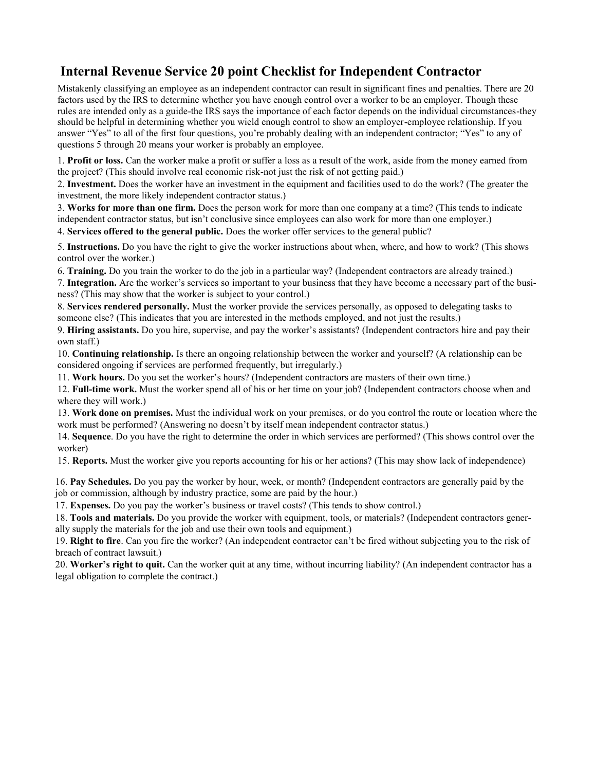# Internal Revenue Service 20 point Checklist for Independent Contractor

Mistakenly classifying an employee as an independent contractor can result in significant fines and penalties. There are 20 factors used by the IRS to determine whether you have enough control over a worker to be an employer. Though these rules are intended only as a guide-the IRS says the importance of each factor depends on the individual circumstances-they should be helpful in determining whether you wield enough control to show an employer-employee relationship. If you answer "Yes" to all of the first four questions, you're probably dealing with an independent contractor; "Yes" to any of questions 5 through 20 means your worker is probably an employee.

1. **Profit or loss.** Can the worker make a profit or suffer a loss as a result of the work, aside from the money earned from the project? (This should involve real economic risk-not just the risk of not getting paid.)
2. **Investment.** Does the worker have an investment in the equipment and facilities used to do the work? (The greater the investment, the more likely independent contractor status.)
3. **Works for more than one firm.** Does the person work for more than one company at a time? (This tends to indicate independent contractor status, but isn't conclusive since employees can also work for more than one employer.)
4. **Services offered to the general public.** Does the worker offer services to the general public?
5. **Instructions.** Do you have the right to give the worker instructions about when, where, and how to work? (This shows control over the worker.)
6. **Training.** Do you train the worker to do the job in a particular way? (Independent contractors are already trained.)
7. **Integration.** Are the worker's services so important to your business that they have become a necessary part of the business? (This may show that the worker is subject to your control.)
8. **Services rendered personally.** Must the worker provide the services personally, as opposed to delegating tasks to someone else? (This indicates that you are interested in the methods employed, and not just the results.)
9. **Hiring assistants.** Do you hire, supervise, and pay the worker's assistants? (Independent contractors hire and pay their own staff.)
10. **Continuing relationship.** Is there an ongoing relationship between the worker and yourself? (A relationship can be considered ongoing if services are performed frequently, but irregularly.)
11. **Work hours.** Do you set the worker's hours? (Independent contractors are masters of their own time.)
12. **Full-time work.** Must the worker spend all of his or her time on your job? (Independent contractors choose when and where they will work.)
13. **Work done on premises.** Must the individual work on your premises, or do you control the route or location where the work must be performed? (Answering no doesn't by itself mean independent contractor status.)
14. **Sequence**. Do you have the right to determine the order in which services are performed? (This shows control over the worker)
15. **Reports.** Must the worker give you reports accounting for his or her actions? (This may show lack of independence)
16. **Pay Schedules.** Do you pay the worker by hour, week, or month? (Independent contractors are generally paid by the job or commission, although by industry practice, some are paid by the hour.)
17. **Expenses.** Do you pay the worker's business or travel costs? (This tends to show control.)
18. **Tools and materials.** Do you provide the worker with equipment, tools, or materials? (Independent contractors generally supply the materials for the job and use their own tools and equipment.)
19. **Right to fire**. Can you fire the worker? (An independent contractor can't be fired without subjecting you to the risk of breach of contract lawsuit.)
20. **Worker's right to quit.** Can the worker quit at any time, without incurring liability? (An independent contractor has a legal obligation to complete the contract.)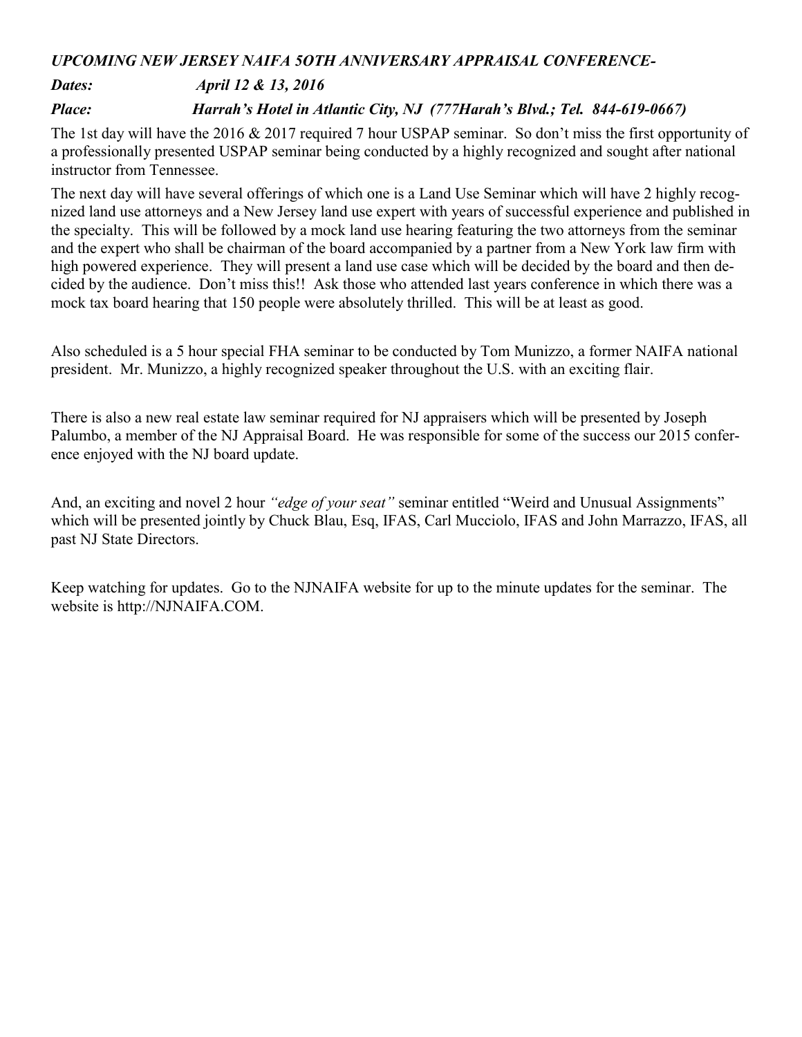***UPCOMING NEW JERSEY NAIFA 5OTH ANNIVERSARY APPRAISAL CONFERENCE-***

***Dates:*** ***April 12 & 13, 2016***

***Place:*** ***Harrah's Hotel in Atlantic City, NJ (777Harah's Blvd.; Tel. 844-619-0667)***

The 1st day will have the 2016 & 2017 required 7 hour USPAP seminar. So don't miss the first opportunity of a professionally presented USPAP seminar being conducted by a highly recognized and sought after national instructor from Tennessee.

The next day will have several offerings of which one is a Land Use Seminar which will have 2 highly recognized land use attorneys and a New Jersey land use expert with years of successful experience and published in the specialty. This will be followed by a mock land use hearing featuring the two attorneys from the seminar and the expert who shall be chairman of the board accompanied by a partner from a New York law firm with high powered experience. They will present a land use case which will be decided by the board and then decided by the audience. Don't miss this!! Ask those who attended last years conference in which there was a mock tax board hearing that 150 people were absolutely thrilled. This will be at least as good.

Also scheduled is a 5 hour special FHA seminar to be conducted by Tom Munizzo, a former NAIFA national president. Mr. Munizzo, a highly recognized speaker throughout the U.S. with an exciting flair.

There is also a new real estate law seminar required for NJ appraisers which will be presented by Joseph Palumbo, a member of the NJ Appraisal Board. He was responsible for some of the success our 2015 conference enjoyed with the NJ board update.

And, an exciting and novel 2 hour *"edge of your seat"* seminar entitled "Weird and Unusual Assignments" which will be presented jointly by Chuck Blau, Esq, IFAS, Carl Mucciolo, IFAS and John Marrazzo, IFAS, all past NJ State Directors.

Keep watching for updates. Go to the NJNAIFA website for up to the minute updates for the seminar. The website is http://NJNAIFA.COM.